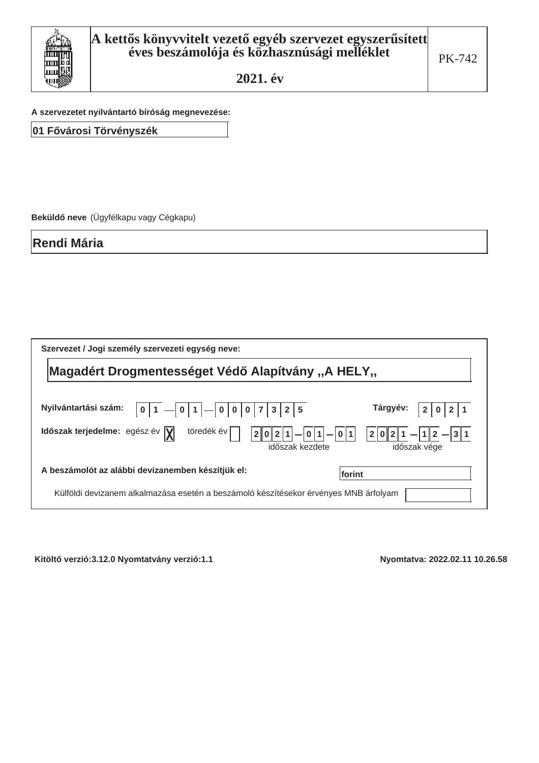| | A kettős könyvvitelt vezető egyéb szervezet egyszerűsített éves beszámolója és közhasznúsági melléklet | PK-742 |
|---|---|---|
| | **2021. év** | |

**A szervezetet nyilvántartó bíróság megnevezése:**

01 Fővárosi Törvényszék

**Beküldő neve** (Ügyfélkapu vagy Cégkapu)

Rendi Mária

**Szervezet / Jogi személy szervezeti egység neve:**

Magadért Drogmentességet Védő Alapítvány ,,A HELY,,

**Nyilvántartási szám:** 01 — 01 — 0007325

**Tárgyév:** 2021

**Időszak terjedelme:** egész év [X] töredék év [ ]

| 2021 – 01 – 01 | 2021 – 12 – 31 |
|---|---|
| időszak kezdete | időszak vége |

**A beszámolót az alábbi devizanemben készítjük el:** forint

Külföldi devizanem alkalmazása esetén a beszámoló készítésekor érvényes MNB árfolyam

**Kitöltő verzió:3.12.0 Nyomtatvány verzió:1.1** **Nyomtatva: 2022.02.11 10.26.58**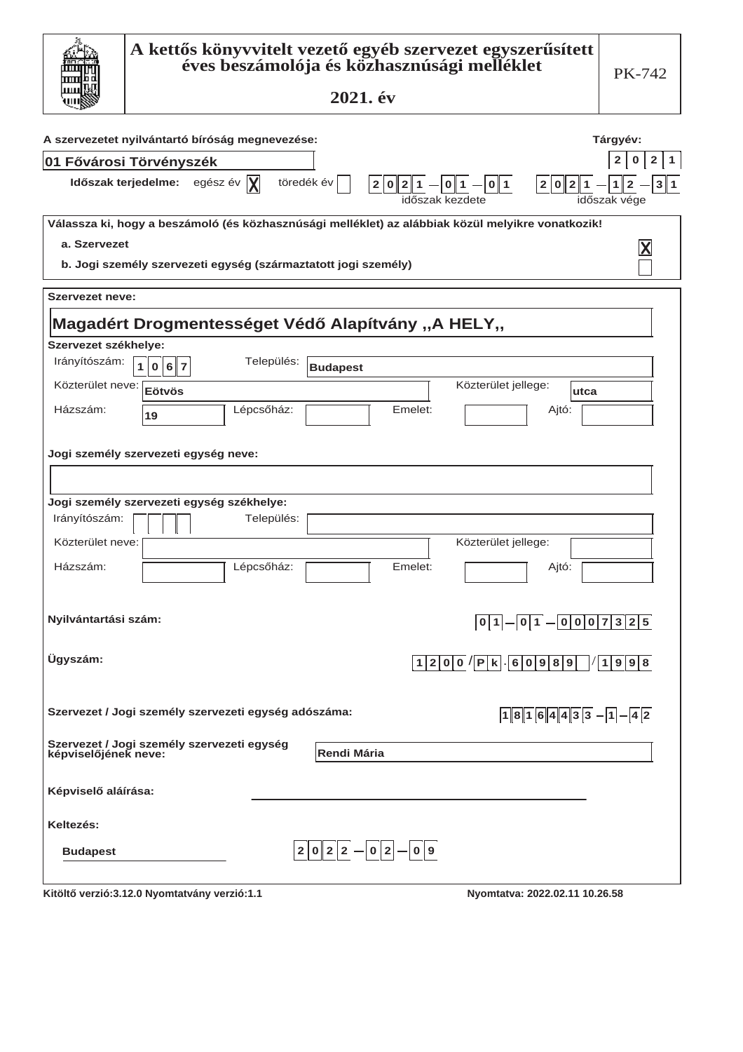# A kettős könyvvitelt vezető egyéb szervezet egyszerűsített éves beszámolója és közhasznúsági melléklet

## 2021. év

PK-742

**A szervezetet nyilvántartó bíróság megnevezése:** 01 Fővárosi Törvényszék

**Tárgyév:** 2021

**Időszak terjedelme:** egész év [X] töredék év [ ]

Időszak kezdete: 2021-01-01 — Időszak vége: 2021-12-31

**Válassza ki, hogy a beszámoló (és közhasznúsági melléklet) az alábbiak közül melyikre vonatkozik!**

- a. Szervezet [X]
- b. Jogi személy szervezeti egység (származtatott jogi személy) [ ]

**Szervezet neve:**

Magadért Drogmentességet Védő Alapítvány ,,A HELY,,

**Szervezet székhelye:**

| Irányítószám: | 1067 | Település: | Budapest | | |
|---|---|---|---|---|---|
| Közterület neve: | Eötvös | Közterület jellege: | utca | | |
| Házszám: | 19 | Lépcsőház: | | Emelet: | Ajtó: |

**Jogi személy szervezeti egység neve:**

**Jogi személy szervezeti egység székhelye:**

| Irányítószám: | | Település: | | | |
|---|---|---|---|---|---|
| Közterület neve: | | Közterület jellege: | | | |
| Házszám: | | Lépcsőház: | | Emelet: | Ajtó: |

**Nyilvántartási szám:** 01-01-0007325

**Ügyszám:** 1200/Pk.60989/1998

**Szervezet / Jogi személy szervezeti egység adószáma:** 18164433-1-42

**Szervezet / Jogi személy szervezeti egység képviselőjének neve:** Rendi Mária

**Képviselő aláírása:** ______________________

**Keltezés:**

Budapest 2022-02-09

Kitöltő verzió:3.12.0 Nyomtatvány verzió:1.1 Nyomtatva: 2022.02.11 10.26.58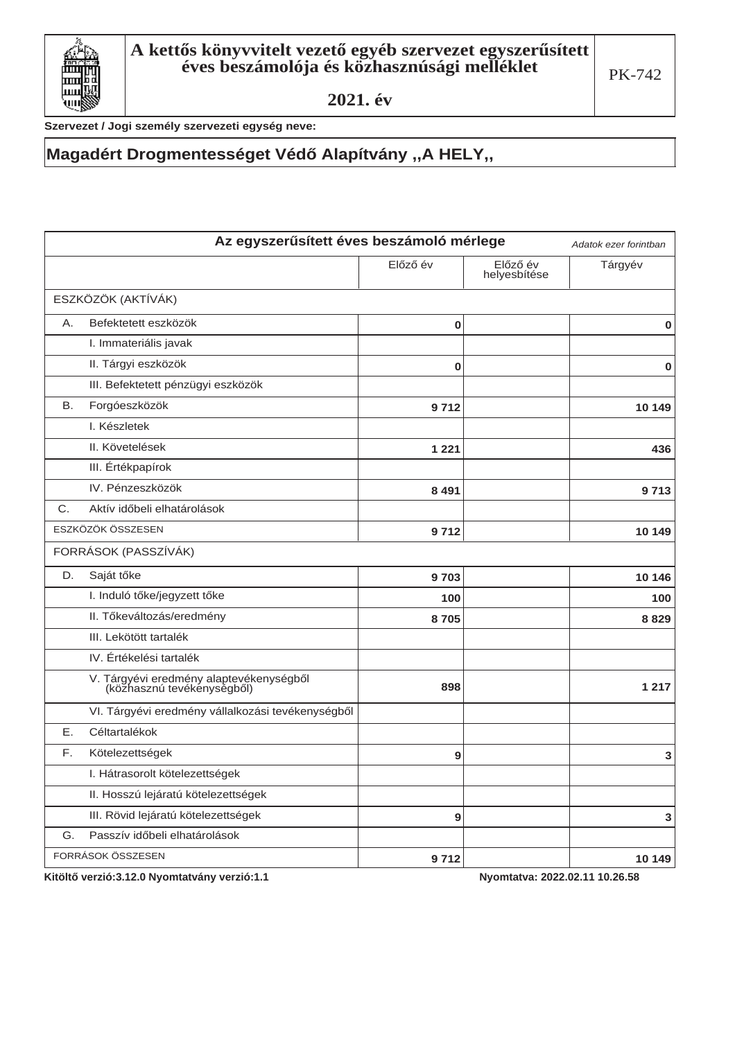# A kettős könyvvitelt vezető egyéb szervezet egyszerűsített éves beszámolója és közhasznúsági melléklet

**2021. év**

PK-742

**Szervezet / Jogi személy szervezeti egység neve:**

## Magadért Drogmentességet Védő Alapítvány ,,A HELY,,

**Az egyszerűsített éves beszámoló mérlege** *Adatok ezer forintban*

| | | Előző év | Előző év helyesbítése | Tárgyév |
|---|---|---|---|---|
| ESZKÖZÖK (AKTÍVÁK) | | | | |
| A. | Befektetett eszközök | 0 | | 0 |
| | I. Immateriális javak | | | |
| | II. Tárgyi eszközök | 0 | | 0 |
| | III. Befektetett pénzügyi eszközök | | | |
| B. | Forgóeszközök | 9 712 | | 10 149 |
| | I. Készletek | | | |
| | II. Követelések | 1 221 | | 436 |
| | III. Értékpapírok | | | |
| | IV. Pénzeszközök | 8 491 | | 9 713 |
| C. | Aktív időbeli elhatárolások | | | |
| ESZKÖZÖK ÖSSZESEN | | 9 712 | | 10 149 |
| FORRÁSOK (PASSZÍVÁK) | | | | |
| D. | Saját tőke | 9 703 | | 10 146 |
| | I. Induló tőke/jegyzett tőke | 100 | | 100 |
| | II. Tőkeváltozás/eredmény | 8 705 | | 8 829 |
| | III. Lekötött tartalék | | | |
| | IV. Értékelési tartalék | | | |
| | V. Tárgyévi eredmény alaptevékenységből (közhasznú tevékenységből) | 898 | | 1 217 |
| | VI. Tárgyévi eredmény vállalkozási tevékenységből | | | |
| E. | Céltartalékok | | | |
| F. | Kötelezettségek | 9 | | 3 |
| | I. Hátrasorolt kötelezettségek | | | |
| | II. Hosszú lejáratú kötelezettségek | | | |
| | III. Rövid lejáratú kötelezettségek | 9 | | 3 |
| G. | Passzív időbeli elhatárolások | | | |
| FORRÁSOK ÖSSZESEN | | 9 712 | | 10 149 |

**Kitöltő verzió:3.12.0 Nyomtatvány verzió:1.1** **Nyomtatva: 2022.02.11 10.26.58**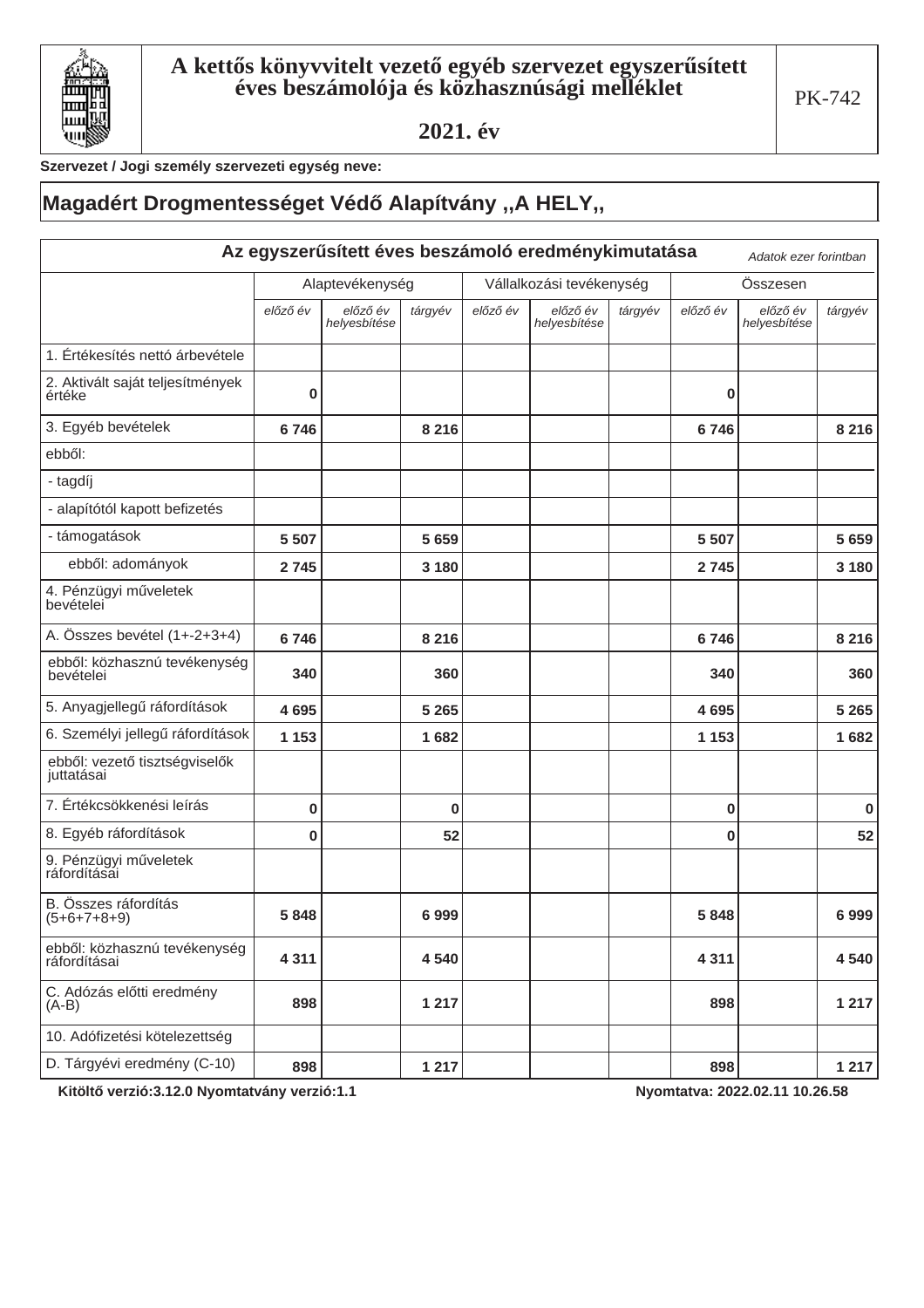# A kettős könyvvitelt vezető egyéb szervezet egyszerűsített éves beszámolója és közhasznúsági melléklet

**2021. év**

PK-742

**Szervezet / Jogi személy szervezeti egység neve:**

## Magadért Drogmentességet Védő Alapítvány ,,A HELY,,

### Az egyszerűsített éves beszámoló eredménykimutatása

*Adatok ezer forintban*

| | Alaptevékenység | | | Vállalkozási tevékenység | | | Összesen | | |
|---|---|---|---|---|---|---|---|---|---|
| | *előző év* | *előző év helyesbítése* | *tárgyév* | *előző év* | *előző év helyesbítése* | *tárgyév* | *előző év* | *előző év helyesbítése* | *tárgyév* |
| 1. Értékesítés nettó árbevétele | | | | | | | | | |
| 2. Aktivált saját teljesítmények értéke | 0 | | | | | | 0 | | |
| 3. Egyéb bevételek | 6 746 | | 8 216 | | | | 6 746 | | 8 216 |
| ebből: | | | | | | | | | |
| - tagdíj | | | | | | | | | |
| - alapítótól kapott befizetés | | | | | | | | | |
| - támogatások | 5 507 | | 5 659 | | | | 5 507 | | 5 659 |
| ebből: adományok | 2 745 | | 3 180 | | | | 2 745 | | 3 180 |
| 4. Pénzügyi műveletek bevételei | | | | | | | | | |
| A. Összes bevétel (1+-2+3+4) | 6 746 | | 8 216 | | | | 6 746 | | 8 216 |
| ebből: közhasznú tevékenység bevételei | 340 | | 360 | | | | 340 | | 360 |
| 5. Anyagjellegű ráfordítások | 4 695 | | 5 265 | | | | 4 695 | | 5 265 |
| 6. Személyi jellegű ráfordítások | 1 153 | | 1 682 | | | | 1 153 | | 1 682 |
| ebből: vezető tisztségviselők juttatásai | | | | | | | | | |
| 7. Értékcsökkenési leírás | 0 | | 0 | | | | 0 | | 0 |
| 8. Egyéb ráfordítások | 0 | | 52 | | | | 0 | | 52 |
| 9. Pénzügyi műveletek ráfordításai | | | | | | | | | |
| B. Összes ráfordítás (5+6+7+8+9) | 5 848 | | 6 999 | | | | 5 848 | | 6 999 |
| ebből: közhasznú tevékenység ráfordításai | 4 311 | | 4 540 | | | | 4 311 | | 4 540 |
| C. Adózás előtti eredmény (A-B) | 898 | | 1 217 | | | | 898 | | 1 217 |
| 10. Adófizetési kötelezettség | | | | | | | | | |
| D. Tárgyévi eredmény (C-10) | 898 | | 1 217 | | | | 898 | | 1 217 |

**Kitöltő verzió:3.12.0 Nyomtatvány verzió:1.1** **Nyomtatva: 2022.02.11 10.26.58**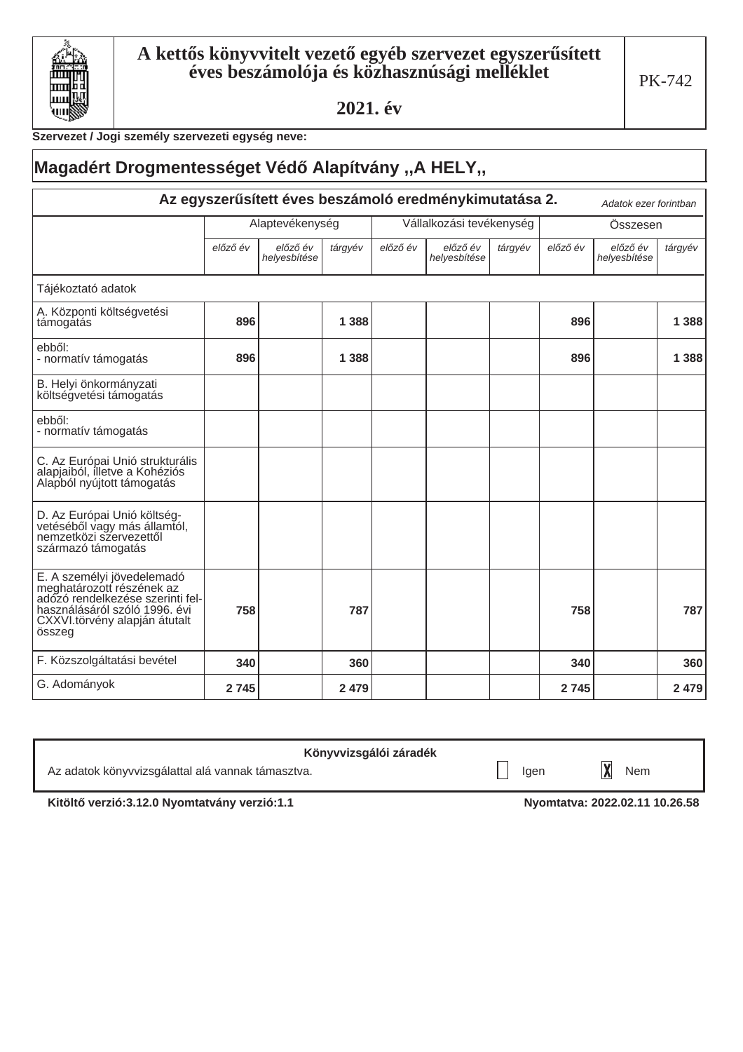# A kettős könyvvitelt vezető egyéb szervezet egyszerűsített éves beszámolója és közhasznúsági melléklet

**2021. év**

PK-742

**Szervezet / Jogi személy szervezeti egység neve:**

## Magadért Drogmentességet Védő Alapítvány ,,A HELY,,

### Az egyszerűsített éves beszámoló eredménykimutatása 2.

*Adatok ezer forintban*

| | Alaptevékenység | | | Vállalkozási tevékenység | | | Összesen | | |
|---|---|---|---|---|---|---|---|---|---|
| | *előző év* | *előző év helyesbítése* | *tárgyév* | *előző év* | *előző év helyesbítése* | *tárgyév* | *előző év* | *előző év helyesbítése* | *tárgyév* |
| Tájékoztató adatok | | | | | | | | | |
| A. Központi költségvetési támogatás | **896** | | **1 388** | | | | **896** | | **1 388** |
| ebből: - normatív támogatás | **896** | | **1 388** | | | | **896** | | **1 388** |
| B. Helyi önkormányzati költségvetési támogatás | | | | | | | | | |
| ebből: - normatív támogatás | | | | | | | | | |
| C. Az Európai Unió strukturális alapjaiból, illetve a Kohéziós Alapból nyújtott támogatás | | | | | | | | | |
| D. Az Európai Unió költségvetéséből vagy más államtól, nemzetközi szervezettől származó támogatás | | | | | | | | | |
| E. A személyi jövedelemadó meghatározott részének az adózó rendelkezése szerinti felhasználásáról szóló 1996. évi CXXVI.törvény alapján átutalt összeg | **758** | | **787** | | | | **758** | | **787** |
| F. Közszolgáltatási bevétel | **340** | | **360** | | | | **340** | | **360** |
| G. Adományok | **2 745** | | **2 479** | | | | **2 745** | | **2 479** |

**Könyvvizsgálói záradék**

Az adatok könyvvizsgálattal alá vannak támasztva. ☐ Igen ☒ Nem

**Kitöltő verzió:3.12.0 Nyomtatvány verzió:1.1** **Nyomtatva: 2022.02.11 10.26.58**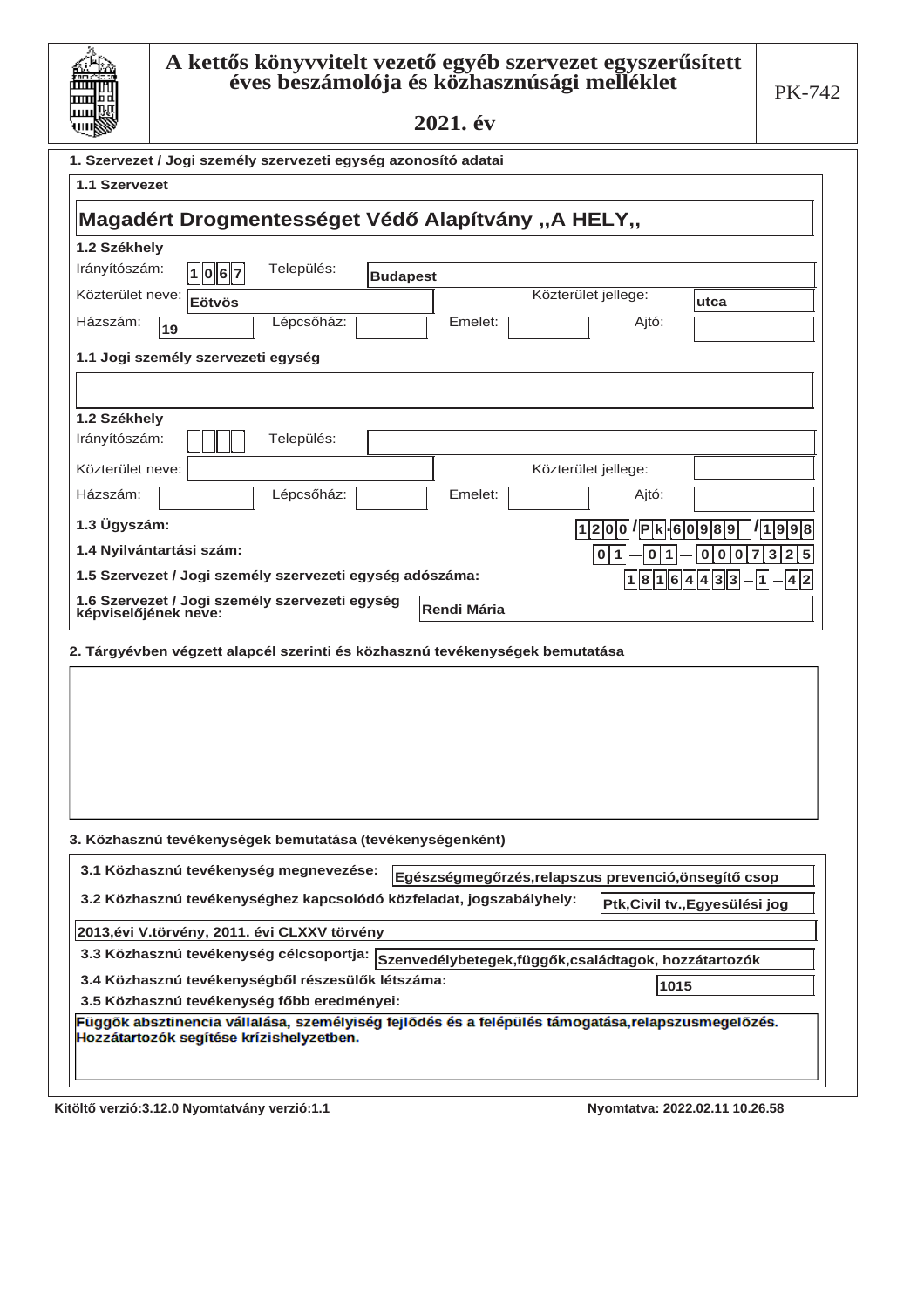# A kettős könyvvitelt vezető egyéb szervezet egyszerűsített éves beszámolója és közhasznúsági melléklet

**2021. év**

PK-742

## 1. Szervezet / Jogi személy szervezeti egység azonosító adatai

### 1.1 Szervezet

**Magadért Drogmentességet Védő Alapítvány ,,A HELY,,**

### 1.2 Székhely

Irányítószám: 1067 Település: Budapest

Közterület neve: Eötvös Közterület jellege: utca

Házszám: 19 Lépcsőház: Emelet: Ajtó:

### 1.1 Jogi személy szervezeti egység

### 1.2 Székhely

Irányítószám: Település:

Közterület neve: Közterület jellege:

Házszám: Lépcsőház: Emelet: Ajtó:

**1.3 Ügyszám:** 1200/Pk-60989/1998

**1.4 Nyilvántartási szám:** 01-01-0007325

**1.5 Szervezet / Jogi személy szervezeti egység adószáma:** 18164433-1-42

**1.6 Szervezet / Jogi személy szervezeti egység képviselőjének neve:** Rendi Mária

## 2. Tárgyévben végzett alapcél szerinti és közhasznú tevékenységek bemutatása

## 3. Közhasznú tevékenységek bemutatása (tevékenységenként)

**3.1 Közhasznú tevékenység megnevezése:** Egészségmegőrzés,relapszus prevenció,önsegítő csop

**3.2 Közhasznú tevékenységhez kapcsolódó közfeladat, jogszabályhely:** Ptk,Civil tv.,Egyesülési jog

2013,évi V.törvény, 2011. évi CLXXV törvény

**3.3 Közhasznú tevékenység célcsoportja:** Szenvedélybetegek,függők,családtagok, hozzátartozók

**3.4 Közhasznú tevékenységből részesülők létszáma:** 1015

**3.5 Közhasznú tevékenység főbb eredményei:**

Függők absztinencia vállalása, személyiség fejlődés és a felépülés támogatása,relapszusmegelőzés. Hozzátartozók segítése krízishelyzetben.

Kitöltő verzió:3.12.0 Nyomtatvány verzió:1.1 Nyomtatva: 2022.02.11 10.26.58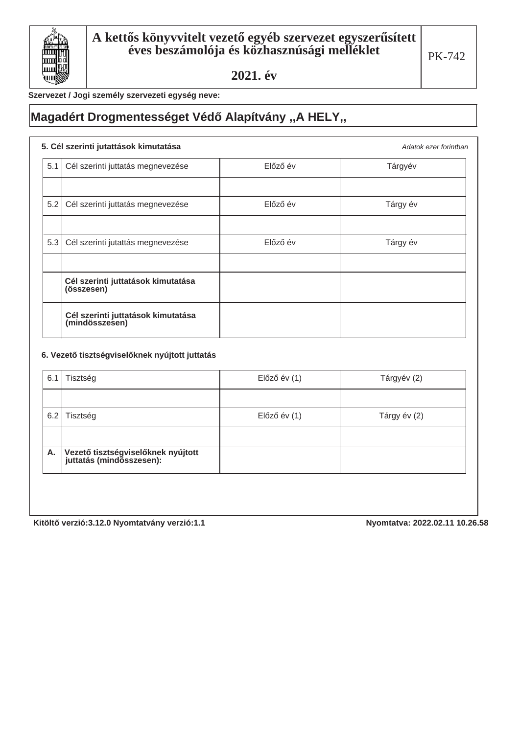# A kettős könyvvitelt vezető egyéb szervezet egyszerűsített éves beszámolója és közhasznúsági melléklet

## 2021. év

PK-742

**Szervezet / Jogi személy szervezeti egység neve:**

## Magadért Drogmentességet Védő Alapítvány ,,A HELY,,

**5. Cél szerinti jutattások kimutatása**

*Adatok ezer forintban*

| 5.1 | Cél szerinti juttatás megnevezése | Előző év | Tárgyév |
|---|---|---|---|
| | | | |
| **5.2** | **Cél szerinti juttatás megnevezése** | **Előző év** | **Tárgy év** |
| | | | |
| **5.3** | **Cél szerinti juttatás megnevezése** | **Előző év** | **Tárgy év** |
| | | | |
| | **Cél szerinti juttatások kimutatása (összesen)** | | |
| | **Cél szerinti juttatások kimutatása (mindösszesen)** | | |

**6. Vezető tisztségviselőknek nyújtott juttatás**

| 6.1 | Tisztség | Előző év (1) | Tárgyév (2) |
|---|---|---|---|
| | | | |
| **6.2** | **Tisztség** | **Előző év (1)** | **Tárgy év (2)** |
| | | | |
| **A.** | **Vezető tisztségviselőknek nyújtott juttatás (mindösszesen):** | | |

**Kitöltő verzió:3.12.0 Nyomtatvány verzió:1.1**

**Nyomtatva: 2022.02.11 10.26.58**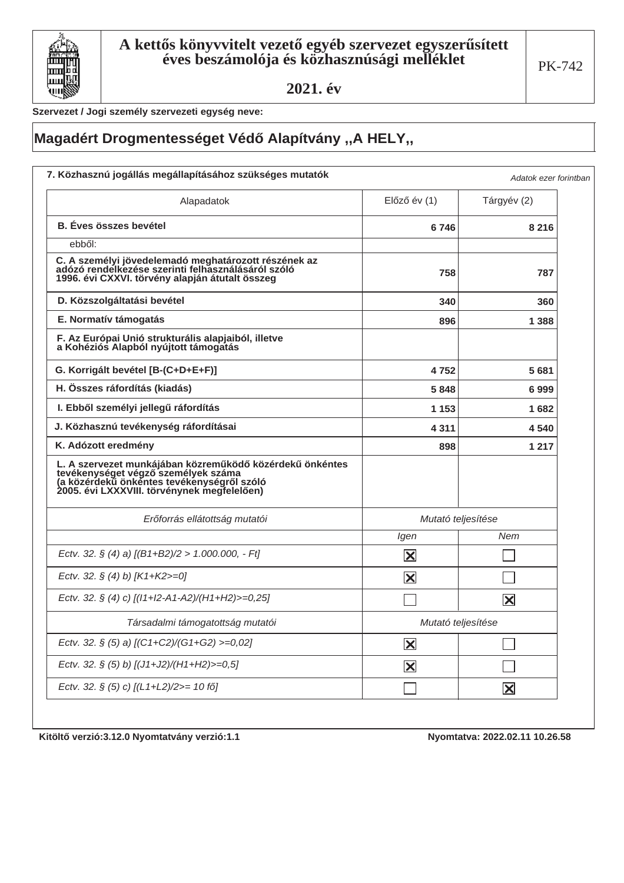# A kettős könyvvitelt vezető egyéb szervezet egyszerűsített éves beszámolója és közhasznúsági melléklet

## 2021. év

PK-742

Szervezet / Jogi személy szervezeti egység neve:

## Magadért Drogmentességet Védő Alapítvány ,,A HELY,,

### 7. Közhasznú jogállás megállapításához szükséges mutatók

*Adatok ezer forintban*

| Alapadatok | Előző év (1) | Tárgyév (2) |
|---|---|---|
| **B. Éves összes bevétel** | 6 746 | 8 216 |
| ebből: | | |
| **C. A személyi jövedelemadó meghatározott részének az adózó rendelkezése szerinti felhasználásáról szóló 1996. évi CXXVI. törvény alapján átutalt összeg** | 758 | 787 |
| **D. Közszolgáltatási bevétel** | 340 | 360 |
| **E. Normatív támogatás** | 896 | 1 388 |
| **F. Az Európai Unió strukturális alapjaiból, illetve a Kohéziós Alapból nyújtott támogatás** | | |
| **G. Korrigált bevétel [B-(C+D+E+F)]** | 4 752 | 5 681 |
| **H. Összes ráfordítás (kiadás)** | 5 848 | 6 999 |
| **I. Ebből személyi jellegű ráfordítás** | 1 153 | 1 682 |
| **J. Közhasznú tevékenység ráfordításai** | 4 311 | 4 540 |
| **K. Adózott eredmény** | 898 | 1 217 |
| **L. A szervezet munkájában közreműködő közérdekű önkéntes tevékenységet végző személyek száma (a közérdekű önkéntes tevékenységről szóló 2005. évi LXXXVIII. törvénynek megfelelően)** | | |

| *Erőforrás ellátottság mutatói* | *Mutató teljesítése* | |
|---|---|---|
| | *Igen* | *Nem* |
| *Ectv. 32. § (4) a) [(B1+B2)/2 > 1.000.000, - Ft]* | ☒ | ☐ |
| *Ectv. 32. § (4) b) [K1+K2>=0]* | ☒ | ☐ |
| *Ectv. 32. § (4) c) [(I1+I2-A1-A2)/(H1+H2)>=0,25]* | ☐ | ☒ |
| *Társadalmi támogatottság mutatói* | *Mutató teljesítése* | |
| *Ectv. 32. § (5) a) [(C1+C2)/(G1+G2) >=0,02]* | ☒ | ☐ |
| *Ectv. 32. § (5) b) [(J1+J2)/(H1+H2)>=0,5]* | ☒ | ☐ |
| *Ectv. 32. § (5) c) [(L1+L2)/2>= 10 fő]* | ☐ | ☒ |

Kitöltő verzió:3.12.0 Nyomtatvány verzió:1.1 Nyomtatva: 2022.02.11 10.26.58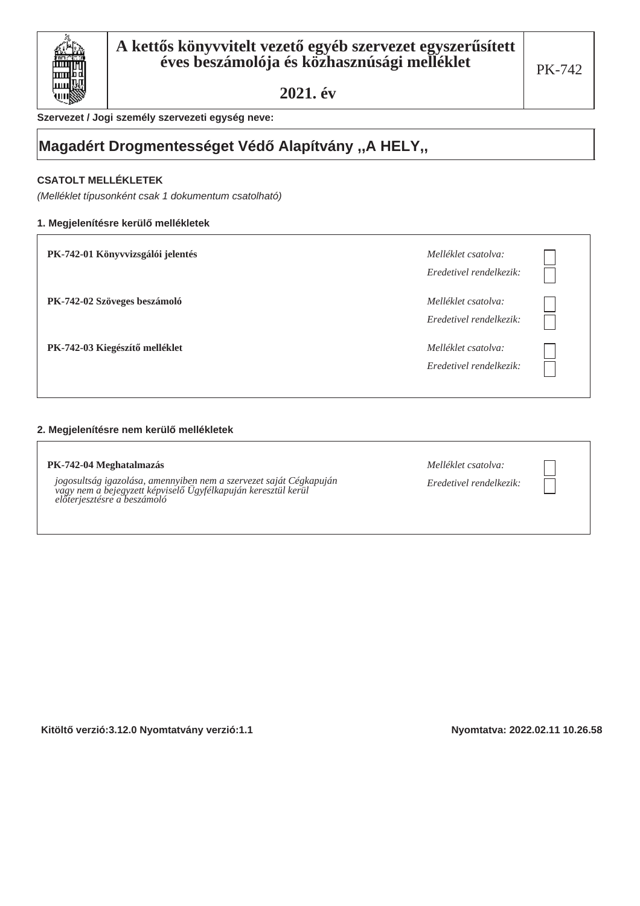# A kettős könyvvitelt vezető egyéb szervezet egyszerűsített éves beszámolója és közhasznúsági melléklet

**2021. év**

PK-742

**Szervezet / Jogi személy szervezeti egység neve:**

## Magadért Drogmentességet Védő Alapítvány ,,A HELY,,

**CSATOLT MELLÉKLETEK**

*(Melléklet típusonként csak 1 dokumentum csatolható)*

**1. Megjelenítésre kerülő mellékletek**

| | | |
|---|---|---|
| **PK-742-01 Könyvvizsgálói jelentés** | *Melléklet csatolva:* | ☐ |
| | *Eredetivel rendelkezik:* | ☐ |
| **PK-742-02 Szöveges beszámoló** | *Melléklet csatolva:* | ☐ |
| | *Eredetivel rendelkezik:* | ☐ |
| **PK-742-03 Kiegészítő melléklet** | *Melléklet csatolva:* | ☐ |
| | *Eredetivel rendelkezik:* | ☐ |

**2. Megjelenítésre nem kerülő mellékletek**

| | | |
|---|---|---|
| **PK-742-04 Meghatalmazás** | *Melléklet csatolva:* | ☐ |
| *jogosultság igazolása, amennyiben nem a szervezet saját Cégkapuján vagy nem a bejegyzett képviselő Ügyfélkapuján keresztül kerül előterjesztésre a beszámoló* | *Eredetivel rendelkezik:* | ☐ |

**Kitöltő verzió:3.12.0 Nyomtatvány verzió:1.1**

**Nyomtatva: 2022.02.11 10.26.58**